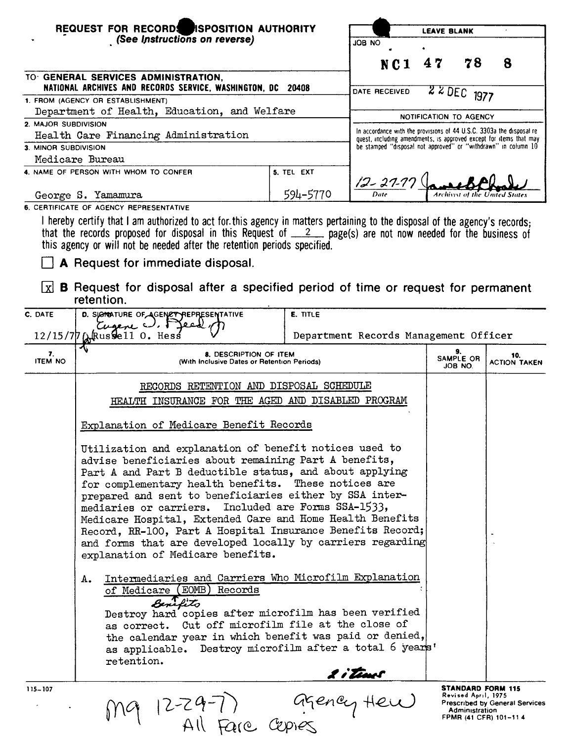**REQUEST FOR RECORDS DISPOSITION AUTHORITY**
*(See Instructions on reverse)*

| LEAVE BLANK | |
|---|---|
| JOB NO | NC1 47 78 8 |
| DATE RECEIVED | 22 DEC 1977 |

**NOTIFICATION TO AGENCY**

In accordance with the provisions of 44 U.S.C. 3303a the disposal request, including amendments, is approved except for items that may be stamped "disposal not approved" or "withdrawn" in column 10

12-27-77 — Date — Archivist of the United States

TO: **GENERAL SERVICES ADMINISTRATION, NATIONAL ARCHIVES AND RECORDS SERVICE, WASHINGTON, DC 20408**

1. FROM (AGENCY OR ESTABLISHMENT)
Department of Health, Education, and Welfare

2. MAJOR SUBDIVISION
Health Care Financing Administration

3. MINOR SUBDIVISION
Medicare Bureau

4. NAME OF PERSON WITH WHOM TO CONFER
George S. Yamamura

5. TEL EXT
594-5770

6. CERTIFICATE OF AGENCY REPRESENTATIVE

I hereby certify that I am authorized to act for this agency in matters pertaining to the disposal of the agency's records; that the records proposed for disposal in this Request of 2 page(s) are not now needed for the business of this agency or will not be needed after the retention periods specified.

☐ **A** Request for immediate disposal.

☒ **B** Request for disposal after a specified period of time or request for permanent retention.

| C. DATE | D. SIGNATURE OF AGENCY REPRESENTATIVE | E. TITLE |
|---|---|---|
| 12/15/77 | Eugene O. Reed, Jr. for Russell O. Hess | Department Records Management Officer |

| 7. ITEM NO | 8. DESCRIPTION OF ITEM (With Inclusive Dates or Retention Periods) | 9. SAMPLE OR JOB NO. | 10. ACTION TAKEN |
|---|---|---|---|
| | RECORDS RETENTION AND DISPOSAL SCHEDULE<br>HEALTH INSURANCE FOR THE AGED AND DISABLED PROGRAM<br><br>Explanation of Medicare Benefit Records<br><br>Utilization and explanation of benefit notices used to advise beneficiaries about remaining Part A benefits, Part A and Part B deductible status, and about applying for complementary health benefits. These notices are prepared and sent to beneficiaries either by SSA intermediaries or carriers. Included are Forms SSA-1533, Medicare Hospital, Extended Care and Home Health Benefits Record, RR-100, Part A Hospital Insurance Benefits Record; and forms that are developed locally by carriers regarding explanation of Medicare benefits.<br><br>A. Intermediaries and Carriers Who Microfilm Explanation of Medicare Benefits (EOMB) Records<br><br>Destroy hard copies after microfilm has been verified as correct. Cut off microfilm file at the close of the calendar year in which benefit was paid or denied, as applicable. Destroy microfilm after a total 6 years' retention.<br><br>2 items | | |

115-107

mq 12-29-77 agency HEW
All Fare Copies

**STANDARD FORM 115**
Revised April, 1975
Prescribed by General Services Administration
FPMR (41 CFR) 101-11.4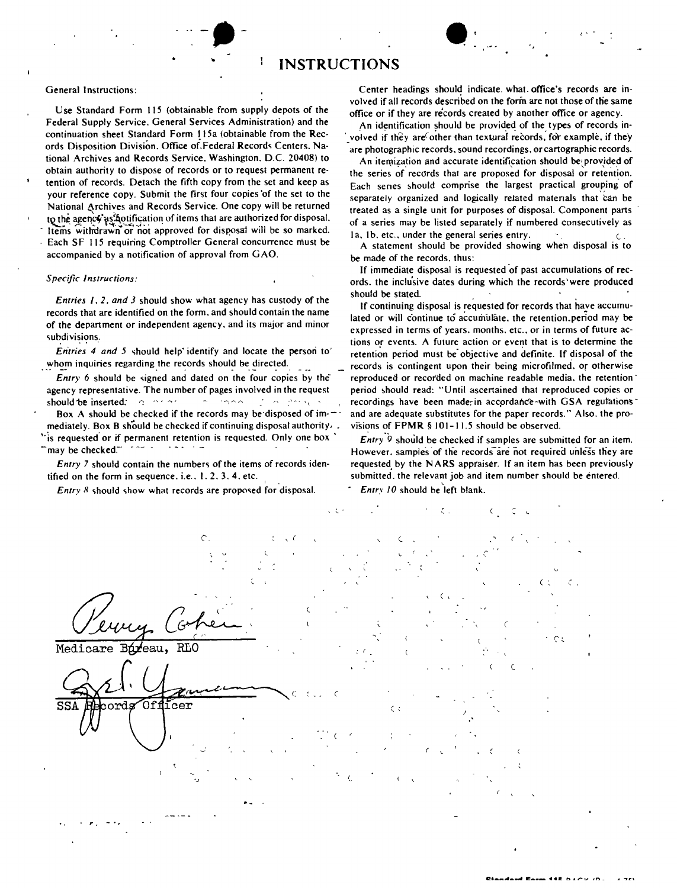# INSTRUCTIONS

General Instructions:

Use Standard Form 115 (obtainable from supply depots of the Federal Supply Service, General Services Administration) and the continuation sheet Standard Form 115a (obtainable from the Records Disposition Division, Office of Federal Records Centers, National Archives and Records Service, Washington, D.C. 20408) to obtain authority to dispose of records or to request permanent retention of records. Detach the fifth copy from the set and keep as your reference copy. Submit the first four copies of the set to the National Archives and Records Service. One copy will be returned to the agency as notification of items that are authorized for disposal. Items withdrawn or not approved for disposal will be so marked. Each SF 115 requiring Comptroller General concurrence must be accompanied by a notification of approval from GAO.

*Specific Instructions:*

*Entries 1, 2, and 3* should show what agency has custody of the records that are identified on the form, and should contain the name of the department or independent agency, and its major and minor subdivisions.

*Entries 4 and 5* should help identify and locate the person to whom inquiries regarding the records should be directed.

*Entry 6* should be signed and dated on the four copies by the agency representative. The number of pages involved in the request should be inserted.

Box A should be checked if the records may be disposed of immediately. Box B should be checked if continuing disposal authority is requested or if permanent retention is requested. Only one box may be checked.

*Entry 7* should contain the numbers of the items of records identified on the form in sequence, i.e., 1, 2, 3, 4, etc.

*Entry 8* should show what records are proposed for disposal.

Center headings should indicate what office's records are involved if all records described on the form are not those of the same office or if they are records created by another office or agency.

An identification should be provided of the types of records involved if they are other than textural records, for example, if they are photographic records, sound recordings, or cartographic records.

An itemization and accurate identification should be provided of the series of records that are proposed for disposal or retention. Each series should comprise the largest practical grouping of separately organized and logically related materials that can be treated as a single unit for purposes of disposal. Component parts of a series may be listed separately if numbered consecutively as 1a, 1b, etc., under the general series entry.

A statement should be provided showing when disposal is to be made of the records, thus:

If immediate disposal is requested of past accumulations of records, the inclusive dates during which the records were produced should be stated.

If continuing disposal is requested for records that have accumulated or will continue to accumulate, the retention period may be expressed in terms of years, months, etc., or in terms of future actions or events. A future action or event that is to determine the retention period must be objective and definite. If disposal of the records is contingent upon their being microfilmed, or otherwise reproduced or recorded on machine readable media, the retention period should read: "Until ascertained that reproduced copies or recordings have been made in accordance with GSA regulations and are adequate substitutes for the paper records." Also, the provisions of FPMR § 101-11.5 should be observed.

*Entry 9* should be checked if samples are submitted for an item. However, samples of the records are not required unless they are requested by the NARS appraiser. If an item has been previously submitted, the relevant job and item number should be entered.

*Entry 10* should be left blank.

Perry Cohen
Medicare Bureau, RLO

SSA Records Officer

Standard Form 115 BACK (Rev. 4-75)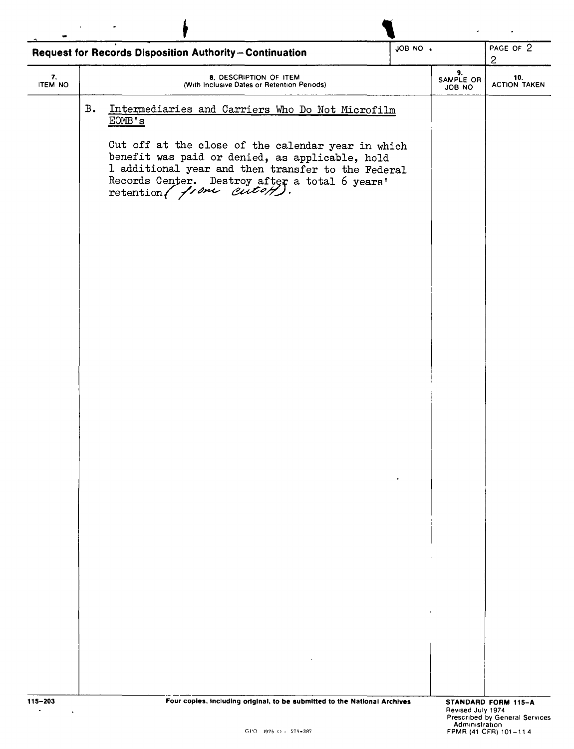**Request for Records Disposition Authority—Continuation**

| JOB NO. | PAGE 2 OF 2 |
|---|---|
| | |

| 7. ITEM NO | 8. DESCRIPTION OF ITEM (With Inclusive Dates or Retention Periods) | 9. SAMPLE OR JOB NO | 10. ACTION TAKEN |
|---|---|---|---|
| | B. <u>Intermediaries and Carriers Who Do Not Microfilm EOMB's</u><br><br>Cut off at the close of the calendar year in which benefit was paid or denied, as applicable, hold 1 additional year and then transfer to the Federal Records Center. Destroy after a total 6 years' retention (from cutoff). | | |

115-203

Four copies, including original, to be submitted to the National Archives

STANDARD FORM 115-A
Revised July 1974
Prescribed by General Services Administration
FPMR (41 CFR) 101-11.4

GPO 1975 O - 579-387